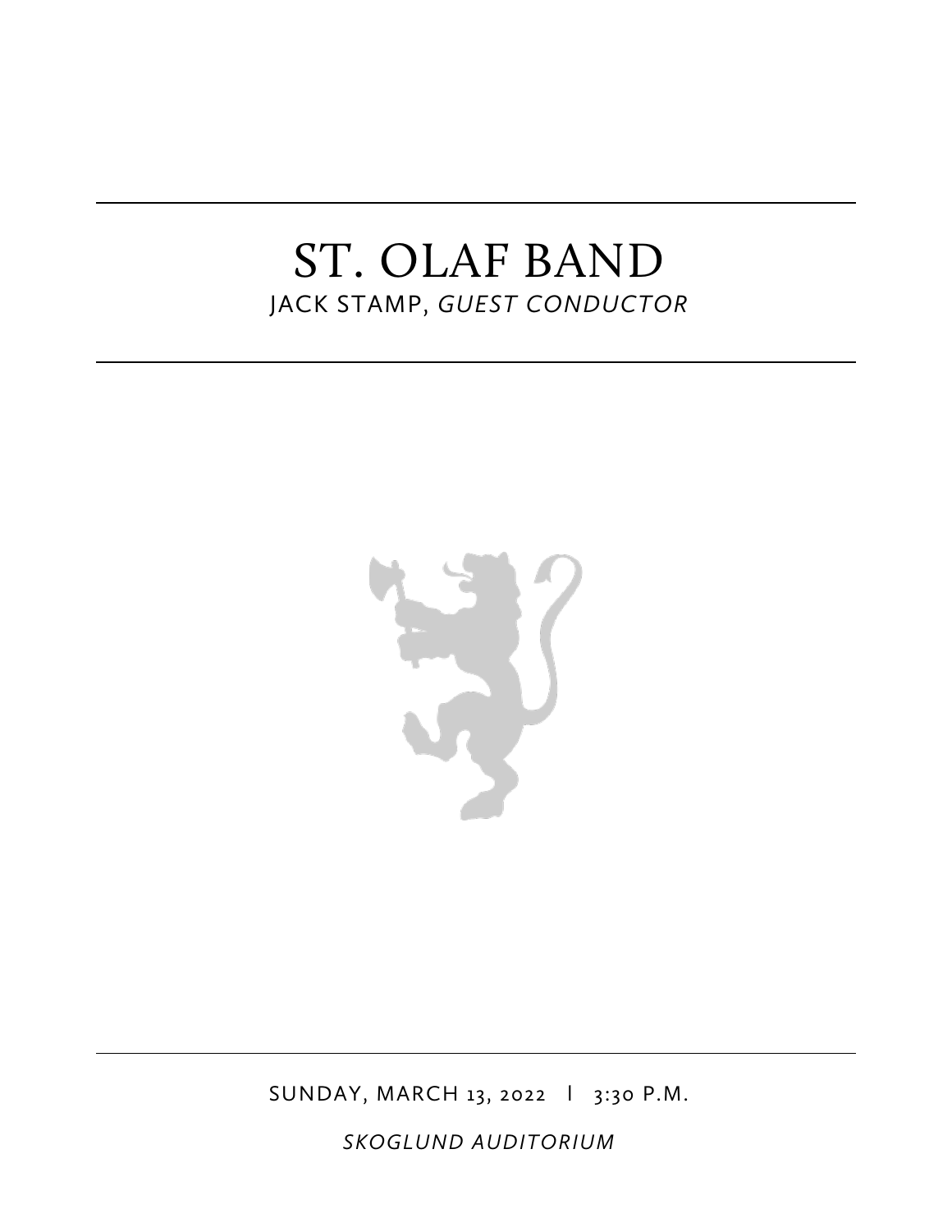# ST. OLAF BAND

JACK STAMP, *GUEST CONDUCTOR*

SUNDAY, MARCH 13, 2022 | 3:30 P.M.

*SKOGLUND AUDITORIUM*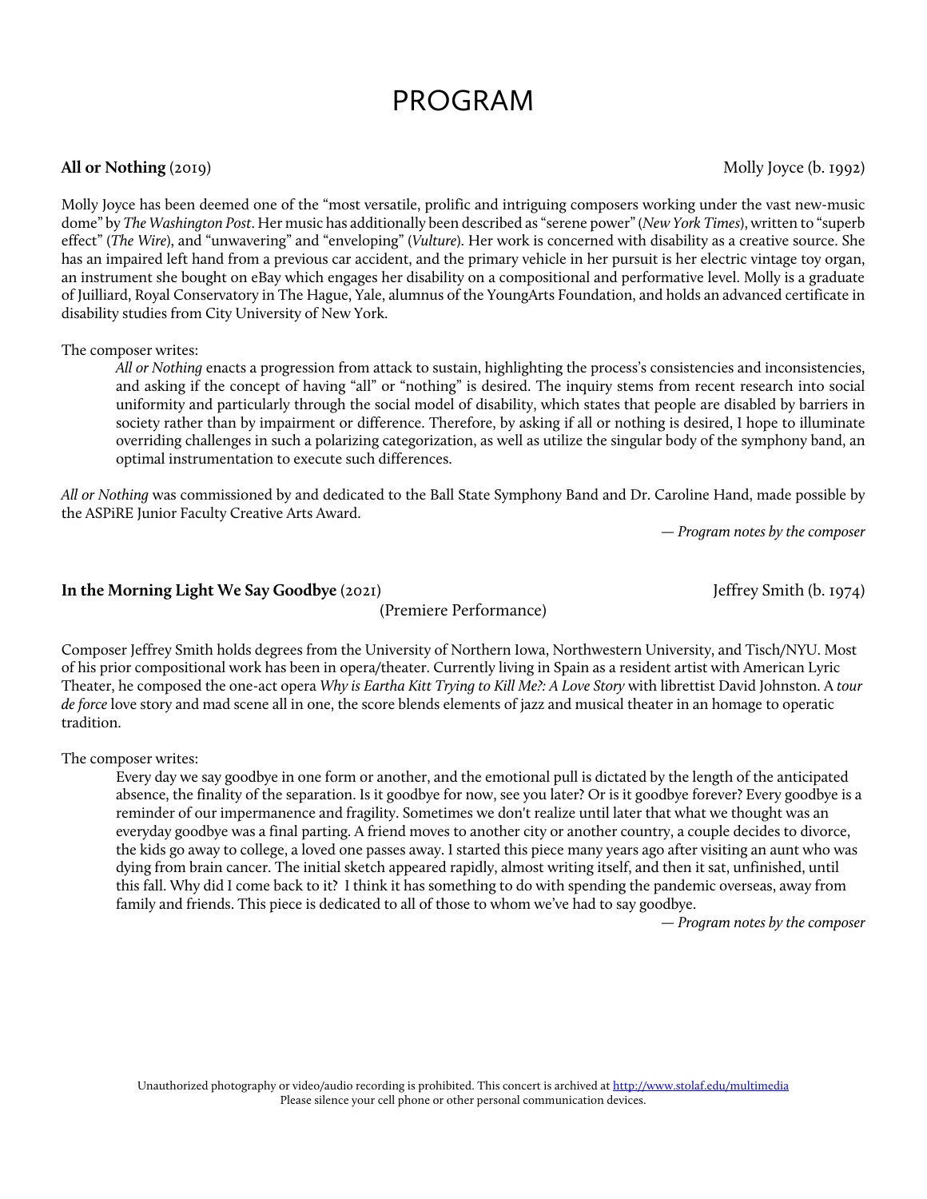# PROGRAM

**All or Nothing** (2019) Molly Joyce (b. 1992)

Molly Joyce has been deemed one of the "most versatile, prolific and intriguing composers working under the vast new-music dome" by *The Washington Post*. Her music has additionally been described as "serene power" (*New York Times*), written to "superb effect" (*The Wire*), and "unwavering" and "enveloping" (*Vulture*). Her work is concerned with disability as a creative source. She has an impaired left hand from a previous car accident, and the primary vehicle in her pursuit is her electric vintage toy organ, an instrument she bought on eBay which engages her disability on a compositional and performative level. Molly is a graduate of Juilliard, Royal Conservatory in The Hague, Yale, alumnus of the YoungArts Foundation, and holds an advanced certificate in disability studies from City University of New York.

The composer writes:

> *All or Nothing* enacts a progression from attack to sustain, highlighting the process's consistencies and inconsistencies, and asking if the concept of having "all" or "nothing" is desired. The inquiry stems from recent research into social uniformity and particularly through the social model of disability, which states that people are disabled by barriers in society rather than by impairment or difference. Therefore, by asking if all or nothing is desired, I hope to illuminate overriding challenges in such a polarizing categorization, as well as utilize the singular body of the symphony band, an optimal instrumentation to execute such differences.

*All or Nothing* was commissioned by and dedicated to the Ball State Symphony Band and Dr. Caroline Hand, made possible by the ASPiRE Junior Faculty Creative Arts Award.

*— Program notes by the composer*

**In the Morning Light We Say Goodbye** (2021) Jeffrey Smith (b. 1974)

(Premiere Performance)

Composer Jeffrey Smith holds degrees from the University of Northern Iowa, Northwestern University, and Tisch/NYU. Most of his prior compositional work has been in opera/theater. Currently living in Spain as a resident artist with American Lyric Theater, he composed the one-act opera *Why is Eartha Kitt Trying to Kill Me?: A Love Story* with librettist David Johnston. A *tour de force* love story and mad scene all in one, the score blends elements of jazz and musical theater in an homage to operatic tradition.

The composer writes:

> Every day we say goodbye in one form or another, and the emotional pull is dictated by the length of the anticipated absence, the finality of the separation. Is it goodbye for now, see you later? Or is it goodbye forever? Every goodbye is a reminder of our impermanence and fragility. Sometimes we don't realize until later that what we thought was an everyday goodbye was a final parting. A friend moves to another city or another country, a couple decides to divorce, the kids go away to college, a loved one passes away. I started this piece many years ago after visiting an aunt who was dying from brain cancer. The initial sketch appeared rapidly, almost writing itself, and then it sat, unfinished, until this fall. Why did I come back to it? I think it has something to do with spending the pandemic overseas, away from family and friends. This piece is dedicated to all of those to whom we've had to say goodbye.

*— Program notes by the composer*

Unauthorized photography or video/audio recording is prohibited. This concert is archived at http://www.stolaf.edu/multimedia
Please silence your cell phone or other personal communication devices.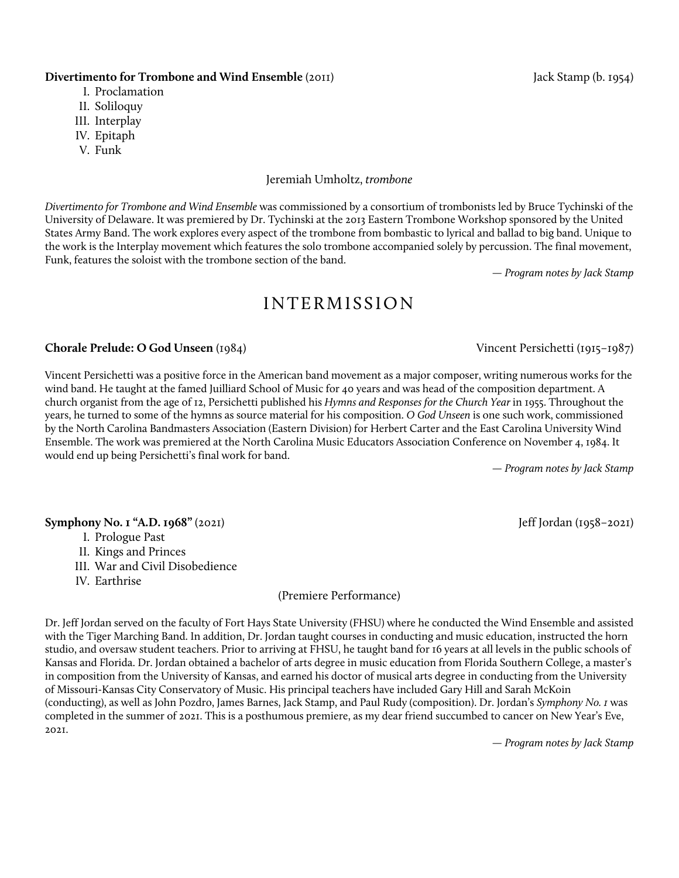**Divertimento for Trombone and Wind Ensemble** (2011) Jack Stamp (b. 1954)

I. Proclamation
II. Soliloquy
III. Interplay
IV. Epitaph
V. Funk

Jeremiah Umholtz, *trombone*

*Divertimento for Trombone and Wind Ensemble* was commissioned by a consortium of trombonists led by Bruce Tychinski of the University of Delaware. It was premiered by Dr. Tychinski at the 2013 Eastern Trombone Workshop sponsored by the United States Army Band. The work explores every aspect of the trombone from bombastic to lyrical and ballad to big band. Unique to the work is the Interplay movement which features the solo trombone accompanied solely by percussion. The final movement, Funk, features the soloist with the trombone section of the band.

*— Program notes by Jack Stamp*

# INTERMISSION

**Chorale Prelude: O God Unseen** (1984) Vincent Persichetti (1915–1987)

Vincent Persichetti was a positive force in the American band movement as a major composer, writing numerous works for the wind band. He taught at the famed Juilliard School of Music for 40 years and was head of the composition department. A church organist from the age of 12, Persichetti published his *Hymns and Responses for the Church Year* in 1955. Throughout the years, he turned to some of the hymns as source material for his composition. *O God Unseen* is one such work, commissioned by the North Carolina Bandmasters Association (Eastern Division) for Herbert Carter and the East Carolina University Wind Ensemble. The work was premiered at the North Carolina Music Educators Association Conference on November 4, 1984. It would end up being Persichetti's final work for band.

*— Program notes by Jack Stamp*

**Symphony No. 1 "A.D. 1968"** (2021) Jeff Jordan (1958–2021)

I. Prologue Past
II. Kings and Princes
III. War and Civil Disobedience
IV. Earthrise

(Premiere Performance)

Dr. Jeff Jordan served on the faculty of Fort Hays State University (FHSU) where he conducted the Wind Ensemble and assisted with the Tiger Marching Band. In addition, Dr. Jordan taught courses in conducting and music education, instructed the horn studio, and oversaw student teachers. Prior to arriving at FHSU, he taught band for 16 years at all levels in the public schools of Kansas and Florida. Dr. Jordan obtained a bachelor of arts degree in music education from Florida Southern College, a master's in composition from the University of Kansas, and earned his doctor of musical arts degree in conducting from the University of Missouri-Kansas City Conservatory of Music. His principal teachers have included Gary Hill and Sarah McKoin (conducting), as well as John Pozdro, James Barnes, Jack Stamp, and Paul Rudy (composition). Dr. Jordan's *Symphony No. 1* was completed in the summer of 2021. This is a posthumous premiere, as my dear friend succumbed to cancer on New Year's Eve, 2021.

*— Program notes by Jack Stamp*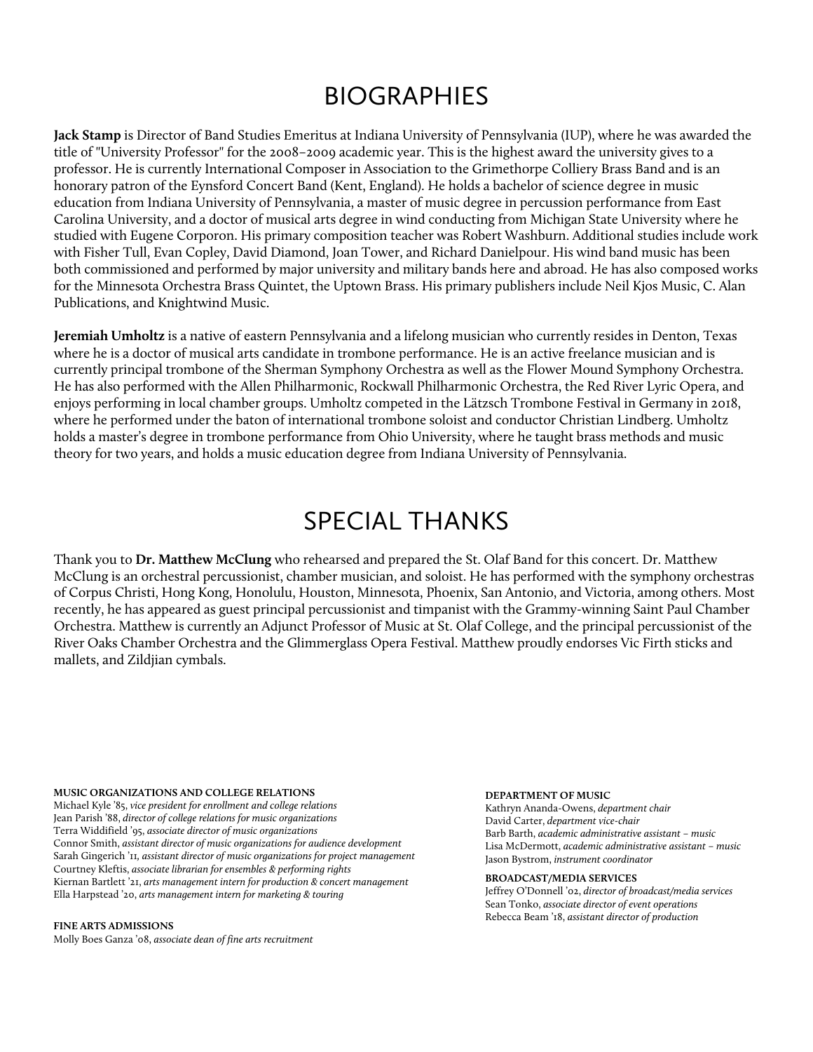# BIOGRAPHIES

**Jack Stamp** is Director of Band Studies Emeritus at Indiana University of Pennsylvania (IUP), where he was awarded the title of "University Professor" for the 2008–2009 academic year. This is the highest award the university gives to a professor. He is currently International Composer in Association to the Grimethorpe Colliery Brass Band and is an honorary patron of the Eynsford Concert Band (Kent, England). He holds a bachelor of science degree in music education from Indiana University of Pennsylvania, a master of music degree in percussion performance from East Carolina University, and a doctor of musical arts degree in wind conducting from Michigan State University where he studied with Eugene Corporon. His primary composition teacher was Robert Washburn. Additional studies include work with Fisher Tull, Evan Copley, David Diamond, Joan Tower, and Richard Danielpour. His wind band music has been both commissioned and performed by major university and military bands here and abroad. He has also composed works for the Minnesota Orchestra Brass Quintet, the Uptown Brass. His primary publishers include Neil Kjos Music, C. Alan Publications, and Knightwind Music.

**Jeremiah Umholtz** is a native of eastern Pennsylvania and a lifelong musician who currently resides in Denton, Texas where he is a doctor of musical arts candidate in trombone performance. He is an active freelance musician and is currently principal trombone of the Sherman Symphony Orchestra as well as the Flower Mound Symphony Orchestra. He has also performed with the Allen Philharmonic, Rockwall Philharmonic Orchestra, the Red River Lyric Opera, and enjoys performing in local chamber groups. Umholtz competed in the Lätzsch Trombone Festival in Germany in 2018, where he performed under the baton of international trombone soloist and conductor Christian Lindberg. Umholtz holds a master's degree in trombone performance from Ohio University, where he taught brass methods and music theory for two years, and holds a music education degree from Indiana University of Pennsylvania.

# SPECIAL THANKS

Thank you to **Dr. Matthew McClung** who rehearsed and prepared the St. Olaf Band for this concert. Dr. Matthew McClung is an orchestral percussionist, chamber musician, and soloist. He has performed with the symphony orchestras of Corpus Christi, Hong Kong, Honolulu, Houston, Minnesota, Phoenix, San Antonio, and Victoria, among others. Most recently, he has appeared as guest principal percussionist and timpanist with the Grammy-winning Saint Paul Chamber Orchestra. Matthew is currently an Adjunct Professor of Music at St. Olaf College, and the principal percussionist of the River Oaks Chamber Orchestra and the Glimmerglass Opera Festival. Matthew proudly endorses Vic Firth sticks and mallets, and Zildjian cymbals.

**MUSIC ORGANIZATIONS AND COLLEGE RELATIONS**
Michael Kyle '85, *vice president for enrollment and college relations*
Jean Parish '88, *director of college relations for music organizations*
Terra Widdifield '95, *associate director of music organizations*
Connor Smith, *assistant director of music organizations for audience development*
Sarah Gingerich '11, *assistant director of music organizations for project management*
Courtney Kleftis, *associate librarian for ensembles & performing rights*
Kiernan Bartlett '21, *arts management intern for production & concert management*
Ella Harpstead '20, *arts management intern for marketing & touring*

**FINE ARTS ADMISSIONS**
Molly Boes Ganza '08, *associate dean of fine arts recruitment*

**DEPARTMENT OF MUSIC**
Kathryn Ananda-Owens, *department chair*
David Carter, *department vice-chair*
Barb Barth, *academic administrative assistant – music*
Lisa McDermott, *academic administrative assistant – music*
Jason Bystrom, *instrument coordinator*

**BROADCAST/MEDIA SERVICES**
Jeffrey O'Donnell '02, *director of broadcast/media services*
Sean Tonko, *associate director of event operations*
Rebecca Beam '18, *assistant director of production*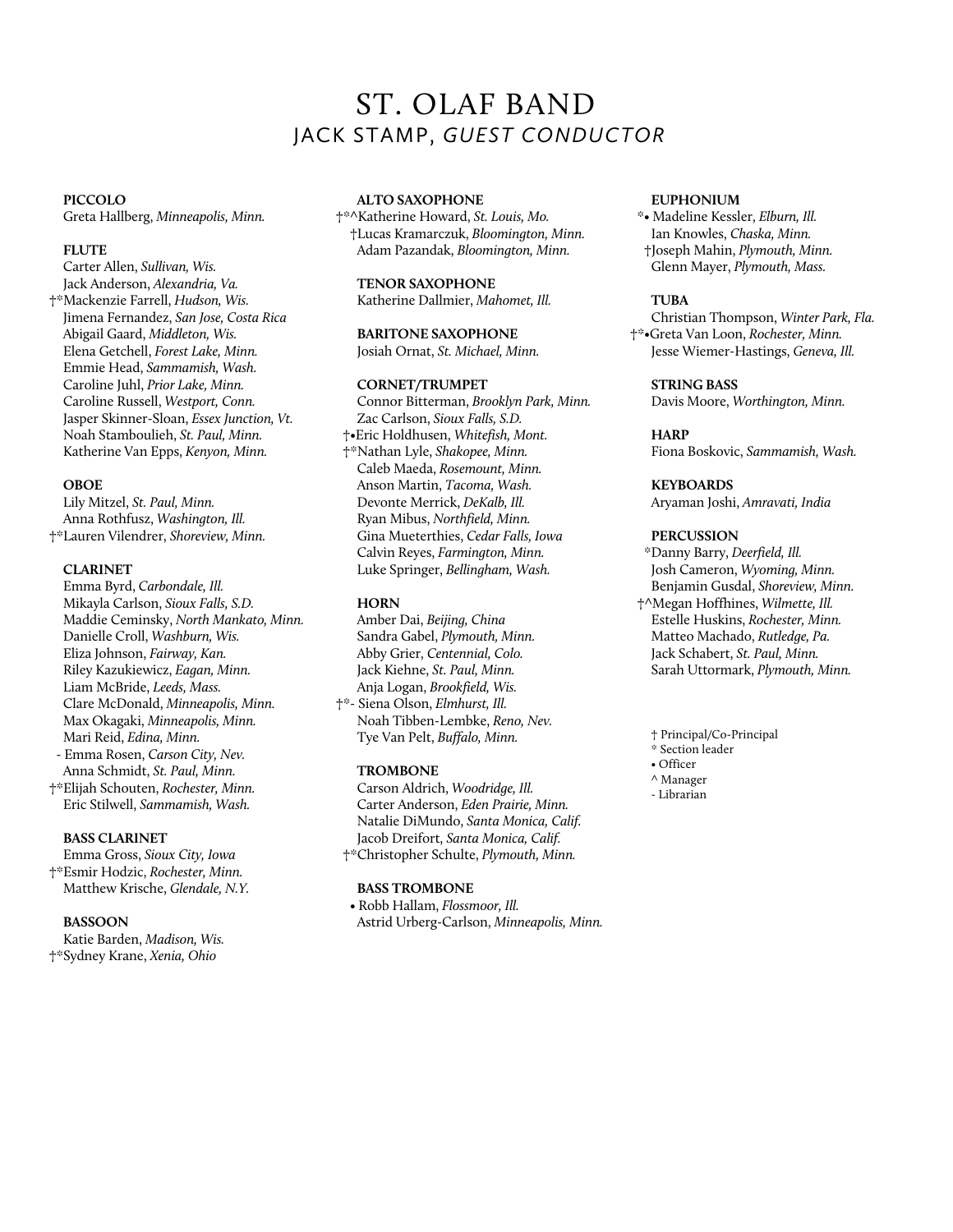# ST. OLAF BAND
## JACK STAMP, *GUEST CONDUCTOR*

**PICCOLO**
Greta Hallberg, *Minneapolis, Minn.*

**FLUTE**
Carter Allen, *Sullivan, Wis.*
Jack Anderson, *Alexandria, Va.*
†*Mackenzie Farrell, *Hudson, Wis.*
Jimena Fernandez, *San Jose, Costa Rica*
Abigail Gaard, *Middleton, Wis.*
Elena Getchell, *Forest Lake, Minn.*
Emmie Head, *Sammamish, Wash.*
Caroline Juhl, *Prior Lake, Minn.*
Caroline Russell, *Westport, Conn.*
Jasper Skinner-Sloan, *Essex Junction, Vt.*
Noah Stamboulieh, *St. Paul, Minn.*
Katherine Van Epps, *Kenyon, Minn.*

**OBOE**
Lily Mitzel, *St. Paul, Minn.*
Anna Rothfusz, *Washington, Ill.*
†*Lauren Vilendrer, *Shoreview, Minn.*

**CLARINET**
Emma Byrd, *Carbondale, Ill.*
Mikayla Carlson, *Sioux Falls, S.D.*
Maddie Ceminsky, *North Mankato, Minn.*
Danielle Croll, *Washburn, Wis.*
Eliza Johnson, *Fairway, Kan.*
Riley Kazukiewicz, *Eagan, Minn.*
Liam McBride, *Leeds, Mass.*
Clare McDonald, *Minneapolis, Minn.*
Max Okagaki, *Minneapolis, Minn.*
Mari Reid, *Edina, Minn.*
- Emma Rosen, *Carson City, Nev.*
Anna Schmidt, *St. Paul, Minn.*
†*Elijah Schouten, *Rochester, Minn.*
Eric Stilwell, *Sammamish, Wash.*

**BASS CLARINET**
Emma Gross, *Sioux City, Iowa*
†*Esmir Hodzic, *Rochester, Minn.*
Matthew Krische, *Glendale, N.Y.*

**BASSOON**
Katie Barden, *Madison, Wis.*
†*Sydney Krane, *Xenia, Ohio*

**ALTO SAXOPHONE**
†*^Katherine Howard, *St. Louis, Mo.*
†Lucas Kramarczuk, *Bloomington, Minn.*
Adam Pazandak, *Bloomington, Minn.*

**TENOR SAXOPHONE**
Katherine Dallmier, *Mahomet, Ill.*

**BARITONE SAXOPHONE**
Josiah Ornat, *St. Michael, Minn.*

**CORNET/TRUMPET**
Connor Bitterman, *Brooklyn Park, Minn.*
Zac Carlson, *Sioux Falls, S.D.*
†•Eric Holdhusen, *Whitefish, Mont.*
†*Nathan Lyle, *Shakopee, Minn.*
Caleb Maeda, *Rosemount, Minn.*
Anson Martin, *Tacoma, Wash.*
Devonte Merrick, *DeKalb, Ill.*
Ryan Mibus, *Northfield, Minn.*
Gina Mueterthies, *Cedar Falls, Iowa*
Calvin Reyes, *Farmington, Minn.*
Luke Springer, *Bellingham, Wash.*

**HORN**
Amber Dai, *Beijing, China*
Sandra Gabel, *Plymouth, Minn.*
Abby Grier, *Centennial, Colo.*
Jack Kiehne, *St. Paul, Minn.*
Anja Logan, *Brookfield, Wis.*
†*- Siena Olson, *Elmhurst, Ill.*
Noah Tibben-Lembke, *Reno, Nev.*
Tye Van Pelt, *Buffalo, Minn.*

**TROMBONE**
Carson Aldrich, *Woodridge, Ill.*
Carter Anderson, *Eden Prairie, Minn.*
Natalie DiMundo, *Santa Monica, Calif.*
Jacob Dreifort, *Santa Monica, Calif.*
†*Christopher Schulte, *Plymouth, Minn.*

**BASS TROMBONE**
• Robb Hallam, *Flossmoor, Ill.*
Astrid Urberg-Carlson, *Minneapolis, Minn.*

**EUPHONIUM**
*• Madeline Kessler, *Elburn, Ill.*
Ian Knowles, *Chaska, Minn.*
†Joseph Mahin, *Plymouth, Minn.*
Glenn Mayer, *Plymouth, Mass.*

**TUBA**
Christian Thompson, *Winter Park, Fla.*
†*•Greta Van Loon, *Rochester, Minn.*
Jesse Wiemer-Hastings, *Geneva, Ill.*

**STRING BASS**
Davis Moore, *Worthington, Minn.*

**HARP**
Fiona Boskovic, *Sammamish, Wash.*

**KEYBOARDS**
Aryaman Joshi, *Amravati, India*

**PERCUSSION**
*Danny Barry, *Deerfield, Ill.*
Josh Cameron, *Wyoming, Minn.*
Benjamin Gusdal, *Shoreview, Minn.*
†^Megan Hoffhines, *Wilmette, Ill.*
Estelle Huskins, *Rochester, Minn.*
Matteo Machado, *Rutledge, Pa.*
Jack Schabert, *St. Paul, Minn.*
Sarah Uttormark, *Plymouth, Minn.*

† Principal/Co-Principal
* Section leader
• Officer
^ Manager
- Librarian